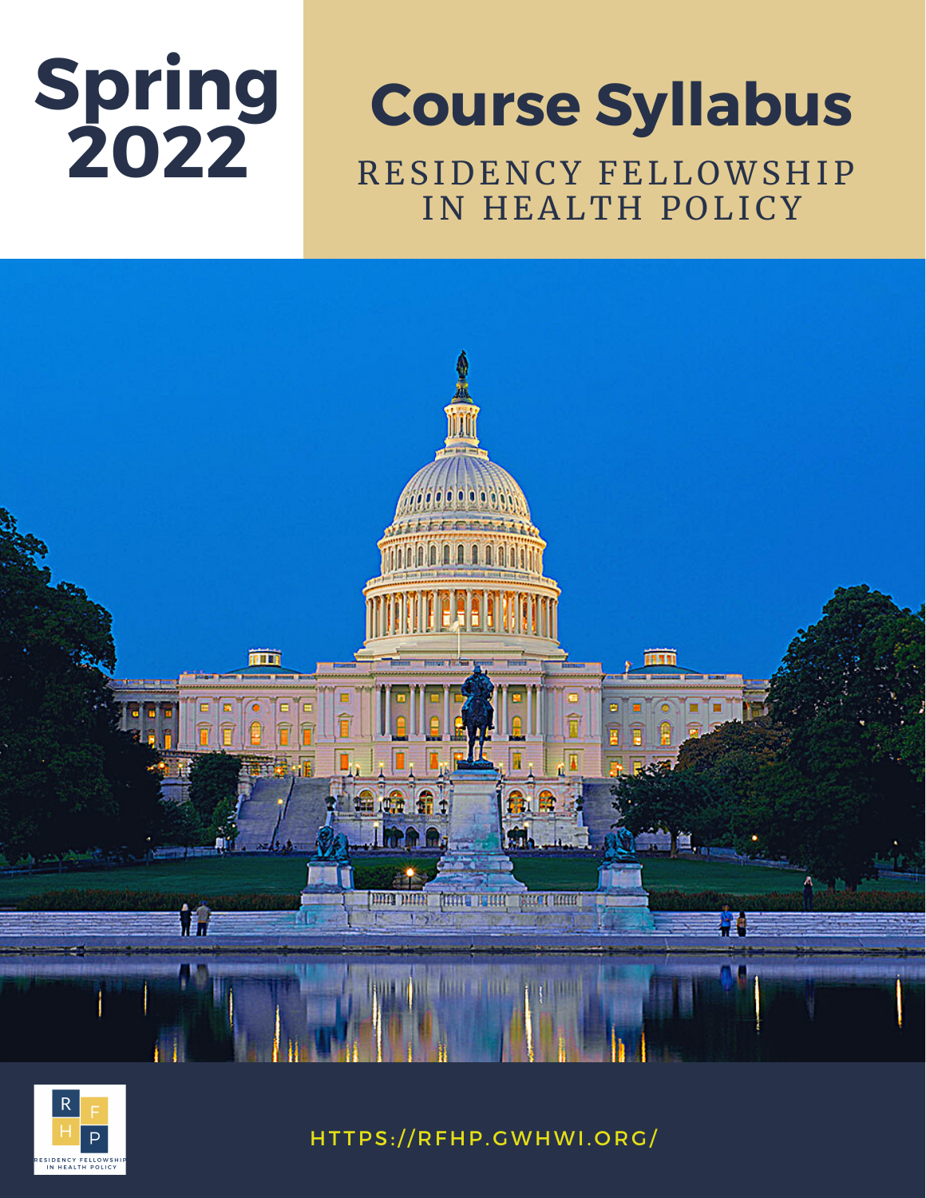# Spring 2022

# Course Syllabus

## RESIDENCY FELLOWSHIP IN HEALTH POLICY

HTTPS://RFHP.GWHWI.ORG/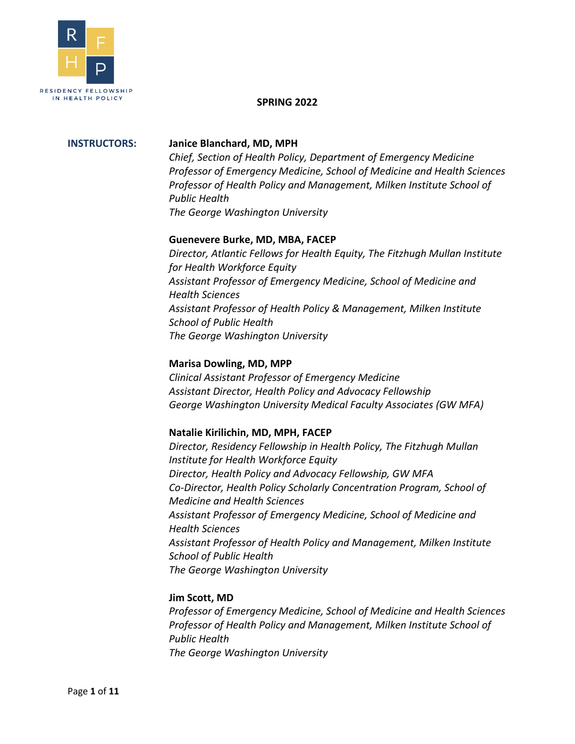RESIDENCY FELLOWSHIP IN HEALTH POLICY

**SPRING 2022**

**INSTRUCTORS:**

**Janice Blanchard, MD, MPH**
*Chief, Section of Health Policy, Department of Emergency Medicine*
*Professor of Emergency Medicine, School of Medicine and Health Sciences*
*Professor of Health Policy and Management, Milken Institute School of Public Health*
*The George Washington University*

**Guenevere Burke, MD, MBA, FACEP**
*Director, Atlantic Fellows for Health Equity, The Fitzhugh Mullan Institute for Health Workforce Equity*
*Assistant Professor of Emergency Medicine, School of Medicine and Health Sciences*
*Assistant Professor of Health Policy & Management, Milken Institute School of Public Health*
*The George Washington University*

**Marisa Dowling, MD, MPP**
*Clinical Assistant Professor of Emergency Medicine*
*Assistant Director, Health Policy and Advocacy Fellowship*
*George Washington University Medical Faculty Associates (GW MFA)*

**Natalie Kirilichin, MD, MPH, FACEP**
*Director, Residency Fellowship in Health Policy, The Fitzhugh Mullan Institute for Health Workforce Equity*
*Director, Health Policy and Advocacy Fellowship, GW MFA*
*Co-Director, Health Policy Scholarly Concentration Program, School of Medicine and Health Sciences*
*Assistant Professor of Emergency Medicine, School of Medicine and Health Sciences*
*Assistant Professor of Health Policy and Management, Milken Institute School of Public Health*
*The George Washington University*

**Jim Scott, MD**
*Professor of Emergency Medicine, School of Medicine and Health Sciences*
*Professor of Health Policy and Management, Milken Institute School of Public Health*
*The George Washington University*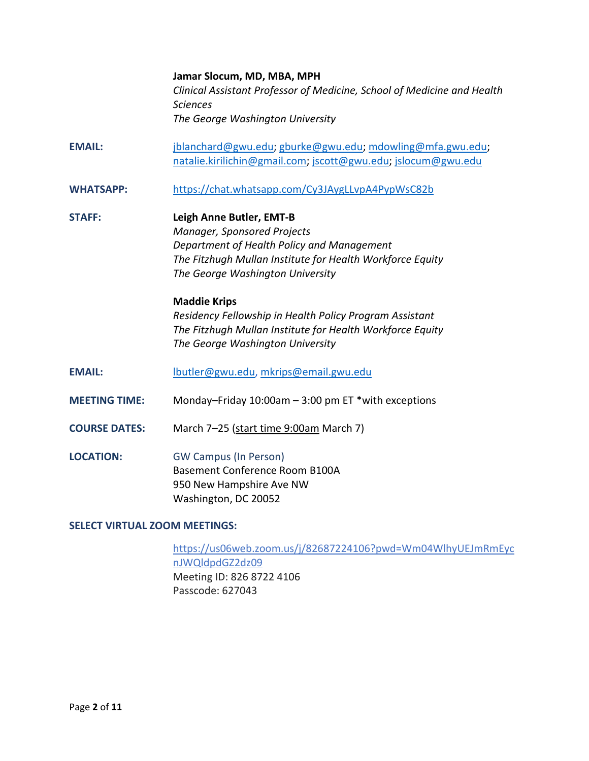**Jamar Slocum, MD, MBA, MPH**
*Clinical Assistant Professor of Medicine, School of Medicine and Health Sciences*
*The George Washington University*

**EMAIL:** jblanchard@gwu.edu; gburke@gwu.edu; mdowling@mfa.gwu.edu; natalie.kirilichin@gmail.com; jscott@gwu.edu; jslocum@gwu.edu

**WHATSAPP:** https://chat.whatsapp.com/Cy3JAygLLvpA4PypWsC82b

**STAFF:**

**Leigh Anne Butler, EMT-B**
*Manager, Sponsored Projects*
*Department of Health Policy and Management*
*The Fitzhugh Mullan Institute for Health Workforce Equity*
*The George Washington University*

**Maddie Krips**
*Residency Fellowship in Health Policy Program Assistant*
*The Fitzhugh Mullan Institute for Health Workforce Equity*
*The George Washington University*

**EMAIL:** lbutler@gwu.edu, mkrips@email.gwu.edu

**MEETING TIME:** Monday–Friday 10:00am – 3:00 pm ET *with exceptions

**COURSE DATES:** March 7–25 (<u>start time 9:00am</u> March 7)

**LOCATION:** GW Campus (In Person)
Basement Conference Room B100A
950 New Hampshire Ave NW
Washington, DC 20052

**SELECT VIRTUAL ZOOM MEETINGS:**

https://us06web.zoom.us/j/82687224106?pwd=Wm04WlhyUEJmRmEycnJWQldpdGZ2dz09
Meeting ID: 826 8722 4106
Passcode: 627043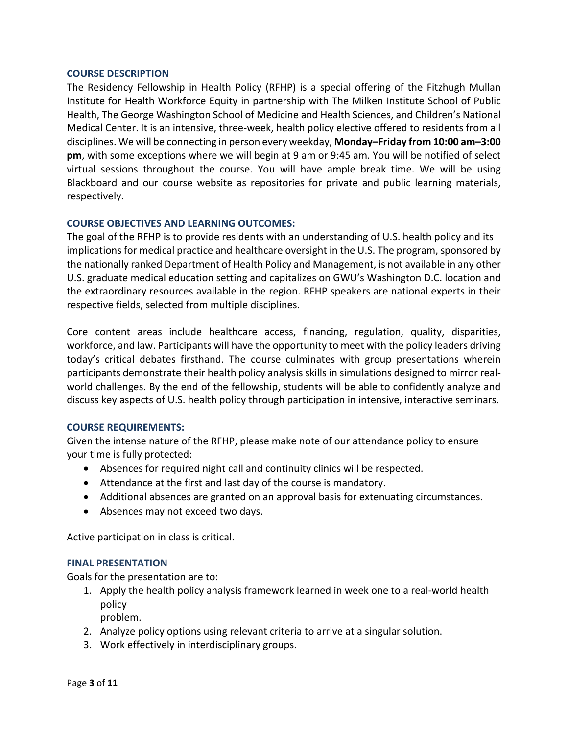## COURSE DESCRIPTION

The Residency Fellowship in Health Policy (RFHP) is a special offering of the Fitzhugh Mullan Institute for Health Workforce Equity in partnership with The Milken Institute School of Public Health, The George Washington School of Medicine and Health Sciences, and Children's National Medical Center. It is an intensive, three-week, health policy elective offered to residents from all disciplines. We will be connecting in person every weekday, **Monday–Friday from 10:00 am–3:00 pm**, with some exceptions where we will begin at 9 am or 9:45 am. You will be notified of select virtual sessions throughout the course. You will have ample break time. We will be using Blackboard and our course website as repositories for private and public learning materials, respectively.

## COURSE OBJECTIVES AND LEARNING OUTCOMES:

The goal of the RFHP is to provide residents with an understanding of U.S. health policy and its implications for medical practice and healthcare oversight in the U.S. The program, sponsored by the nationally ranked Department of Health Policy and Management, is not available in any other U.S. graduate medical education setting and capitalizes on GWU's Washington D.C. location and the extraordinary resources available in the region. RFHP speakers are national experts in their respective fields, selected from multiple disciplines.

Core content areas include healthcare access, financing, regulation, quality, disparities, workforce, and law. Participants will have the opportunity to meet with the policy leaders driving today's critical debates firsthand. The course culminates with group presentations wherein participants demonstrate their health policy analysis skills in simulations designed to mirror real-world challenges. By the end of the fellowship, students will be able to confidently analyze and discuss key aspects of U.S. health policy through participation in intensive, interactive seminars.

## COURSE REQUIREMENTS:

Given the intense nature of the RFHP, please make note of our attendance policy to ensure your time is fully protected:

- Absences for required night call and continuity clinics will be respected.
- Attendance at the first and last day of the course is mandatory.
- Additional absences are granted on an approval basis for extenuating circumstances.
- Absences may not exceed two days.

Active participation in class is critical.

## FINAL PRESENTATION

Goals for the presentation are to:

1. Apply the health policy analysis framework learned in week one to a real-world health policy problem.
2. Analyze policy options using relevant criteria to arrive at a singular solution.
3. Work effectively in interdisciplinary groups.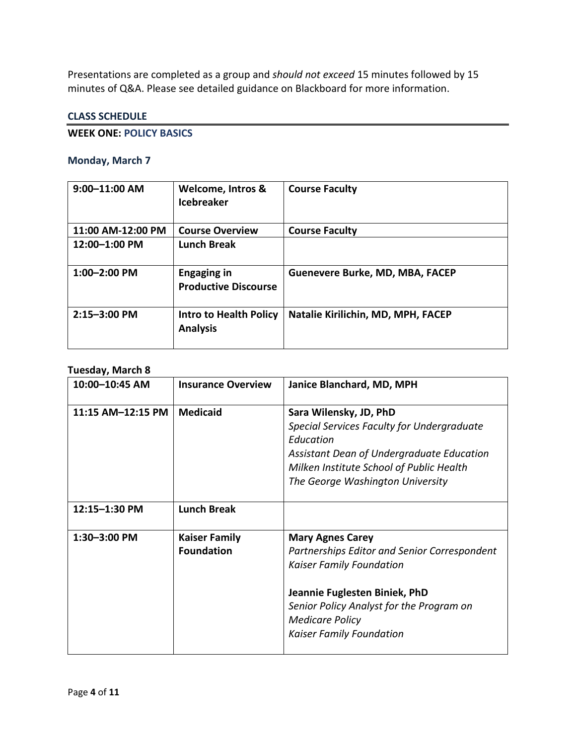Presentations are completed as a group and *should not exceed* 15 minutes followed by 15 minutes of Q&A. Please see detailed guidance on Blackboard for more information.

## CLASS SCHEDULE

### WEEK ONE: POLICY BASICS

#### Monday, March 7

| | | |
|---|---|---|
| **9:00–11:00 AM** | **Welcome, Intros & Icebreaker** | **Course Faculty** |
| **11:00 AM-12:00 PM** | **Course Overview** | **Course Faculty** |
| **12:00–1:00 PM** | **Lunch Break** | |
| **1:00–2:00 PM** | **Engaging in Productive Discourse** | **Guenevere Burke, MD, MBA, FACEP** |
| **2:15–3:00 PM** | **Intro to Health Policy Analysis** | **Natalie Kirilichin, MD, MPH, FACEP** |

#### Tuesday, March 8

| | | |
|---|---|---|
| **10:00–10:45 AM** | **Insurance Overview** | **Janice Blanchard, MD, MPH** |
| **11:15 AM–12:15 PM** | **Medicaid** | **Sara Wilensky, JD, PhD**<br>*Special Services Faculty for Undergraduate Education*<br>*Assistant Dean of Undergraduate Education*<br>*Milken Institute School of Public Health*<br>*The George Washington University* |
| **12:15–1:30 PM** | **Lunch Break** | |
| **1:30–3:00 PM** | **Kaiser Family Foundation** | **Mary Agnes Carey**<br>*Partnerships Editor and Senior Correspondent*<br>*Kaiser Family Foundation*<br><br>**Jeannie Fuglesten Biniek, PhD**<br>*Senior Policy Analyst for the Program on Medicare Policy*<br>*Kaiser Family Foundation* |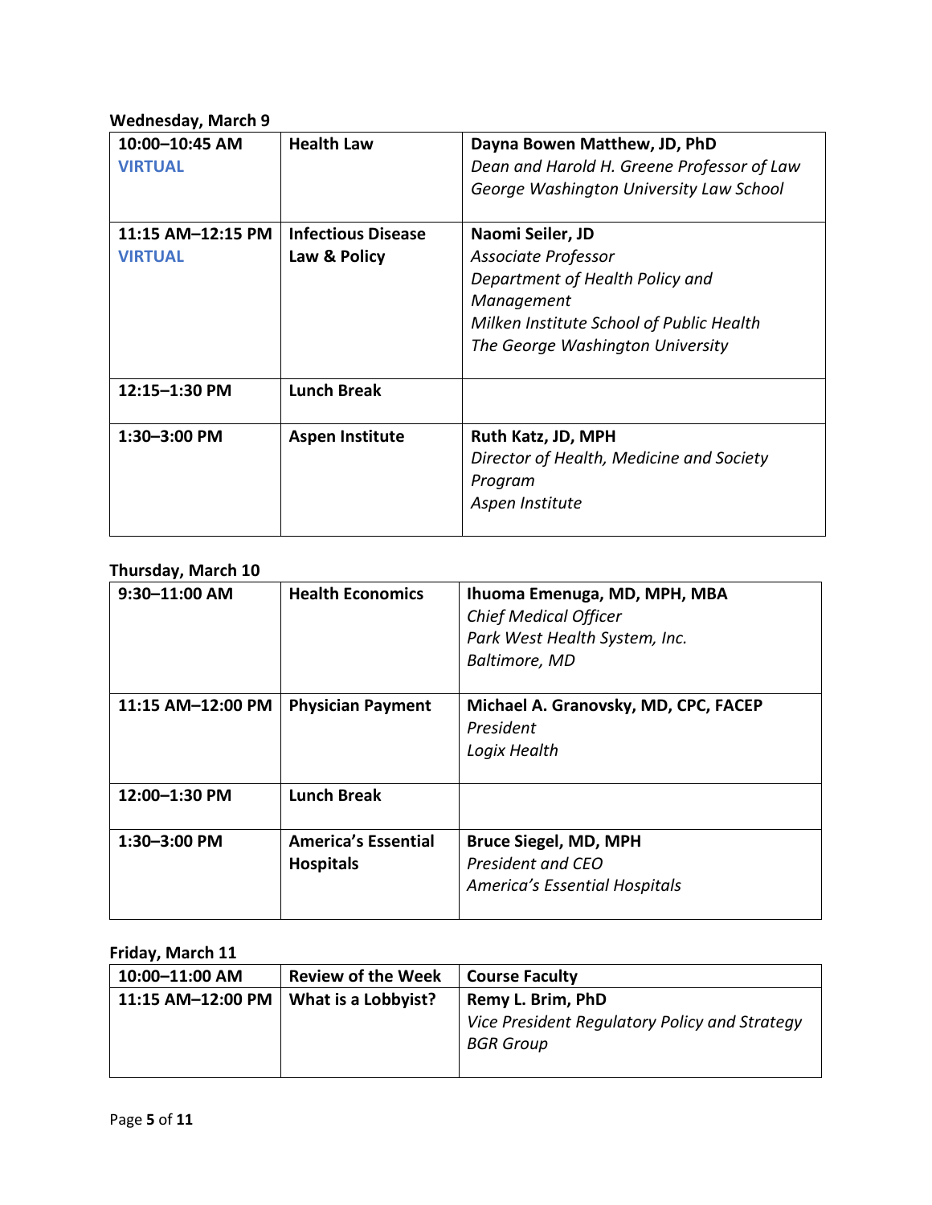**Wednesday, March 9**

| | | |
|---|---|---|
| **10:00–10:45 AM** **VIRTUAL** | **Health Law** | **Dayna Bowen Matthew, JD, PhD** *Dean and Harold H. Greene Professor of Law* *George Washington University Law School* |
| **11:15 AM–12:15 PM** **VIRTUAL** | **Infectious Disease Law & Policy** | **Naomi Seiler, JD** *Associate Professor* *Department of Health Policy and Management* *Milken Institute School of Public Health* *The George Washington University* |
| **12:15–1:30 PM** | **Lunch Break** | |
| **1:30–3:00 PM** | **Aspen Institute** | **Ruth Katz, JD, MPH** *Director of Health, Medicine and Society Program* *Aspen Institute* |

**Thursday, March 10**

| | | |
|---|---|---|
| **9:30–11:00 AM** | **Health Economics** | **Ihuoma Emenuga, MD, MPH, MBA** *Chief Medical Officer* *Park West Health System, Inc.* *Baltimore, MD* |
| **11:15 AM–12:00 PM** | **Physician Payment** | **Michael A. Granovsky, MD, CPC, FACEP** *President* *Logix Health* |
| **12:00–1:30 PM** | **Lunch Break** | |
| **1:30–3:00 PM** | **America's Essential Hospitals** | **Bruce Siegel, MD, MPH** *President and CEO* *America's Essential Hospitals* |

**Friday, March 11**

| | | |
|---|---|---|
| **10:00–11:00 AM** | **Review of the Week** | **Course Faculty** |
| **11:15 AM–12:00 PM** | **What is a Lobbyist?** | **Remy L. Brim, PhD** *Vice President Regulatory Policy and Strategy* *BGR Group* |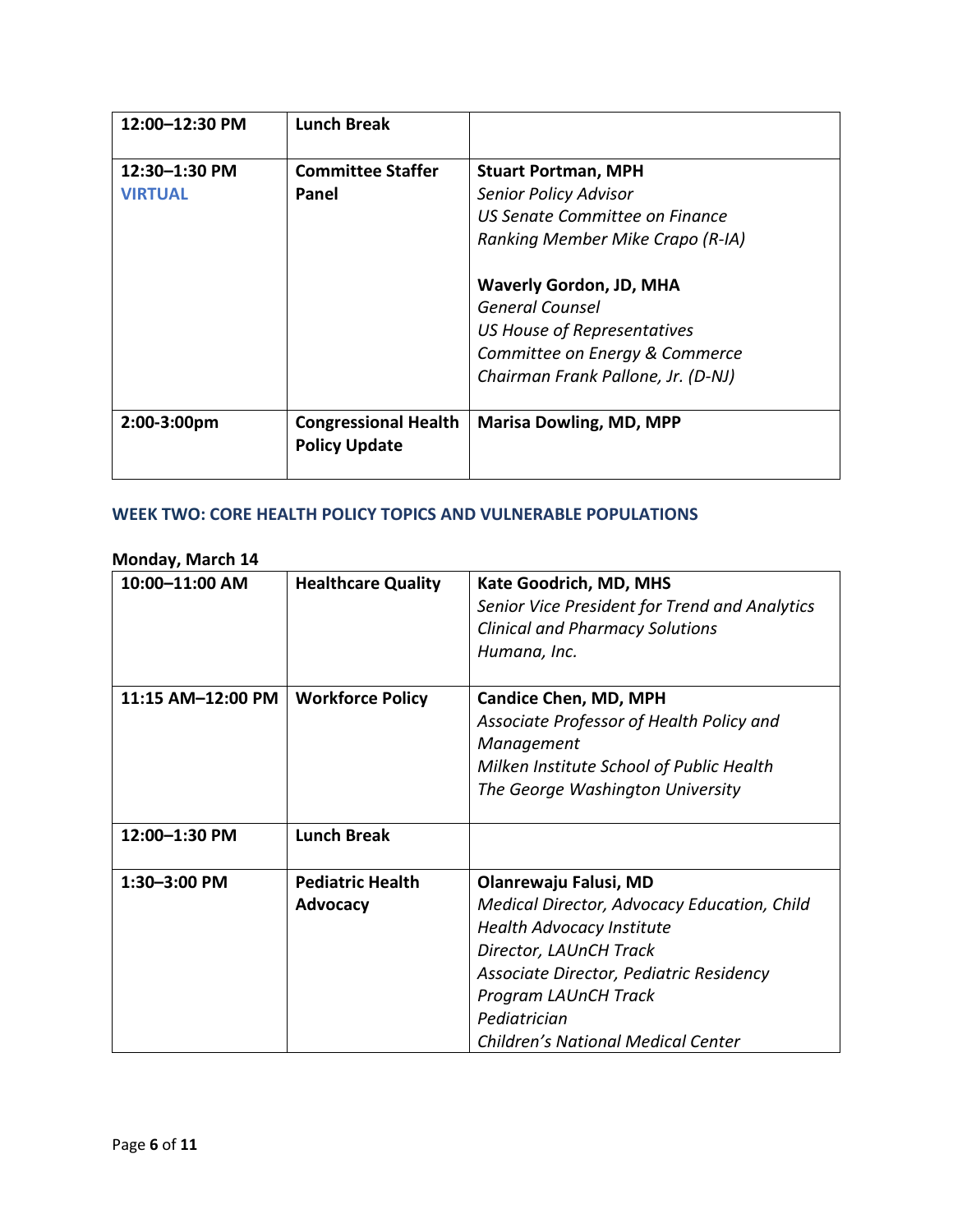| 12:00–12:30 PM | **Lunch Break** | |
|---|---|---|
| 12:30–1:30 PM VIRTUAL | **Committee Staffer Panel** | **Stuart Portman, MPH** *Senior Policy Advisor* *US Senate Committee on Finance* *Ranking Member Mike Crapo (R-IA)* <br><br> **Waverly Gordon, JD, MHA** *General Counsel* *US House of Representatives* *Committee on Energy & Commerce* *Chairman Frank Pallone, Jr. (D-NJ)* |
| 2:00-3:00pm | **Congressional Health Policy Update** | **Marisa Dowling, MD, MPP** |

## WEEK TWO: CORE HEALTH POLICY TOPICS AND VULNERABLE POPULATIONS

**Monday, March 14**

| 10:00–11:00 AM | **Healthcare Quality** | **Kate Goodrich, MD, MHS** *Senior Vice President for Trend and Analytics* *Clinical and Pharmacy Solutions* *Humana, Inc.* |
|---|---|---|
| 11:15 AM–12:00 PM | **Workforce Policy** | **Candice Chen, MD, MPH** *Associate Professor of Health Policy and Management* *Milken Institute School of Public Health* *The George Washington University* |
| 12:00–1:30 PM | **Lunch Break** | |
| 1:30–3:00 PM | **Pediatric Health Advocacy** | **Olanrewaju Falusi, MD** *Medical Director, Advocacy Education, Child Health Advocacy Institute* *Director, LAUnCH Track* *Associate Director, Pediatric Residency Program LAUnCH Track* *Pediatrician* *Children's National Medical Center* |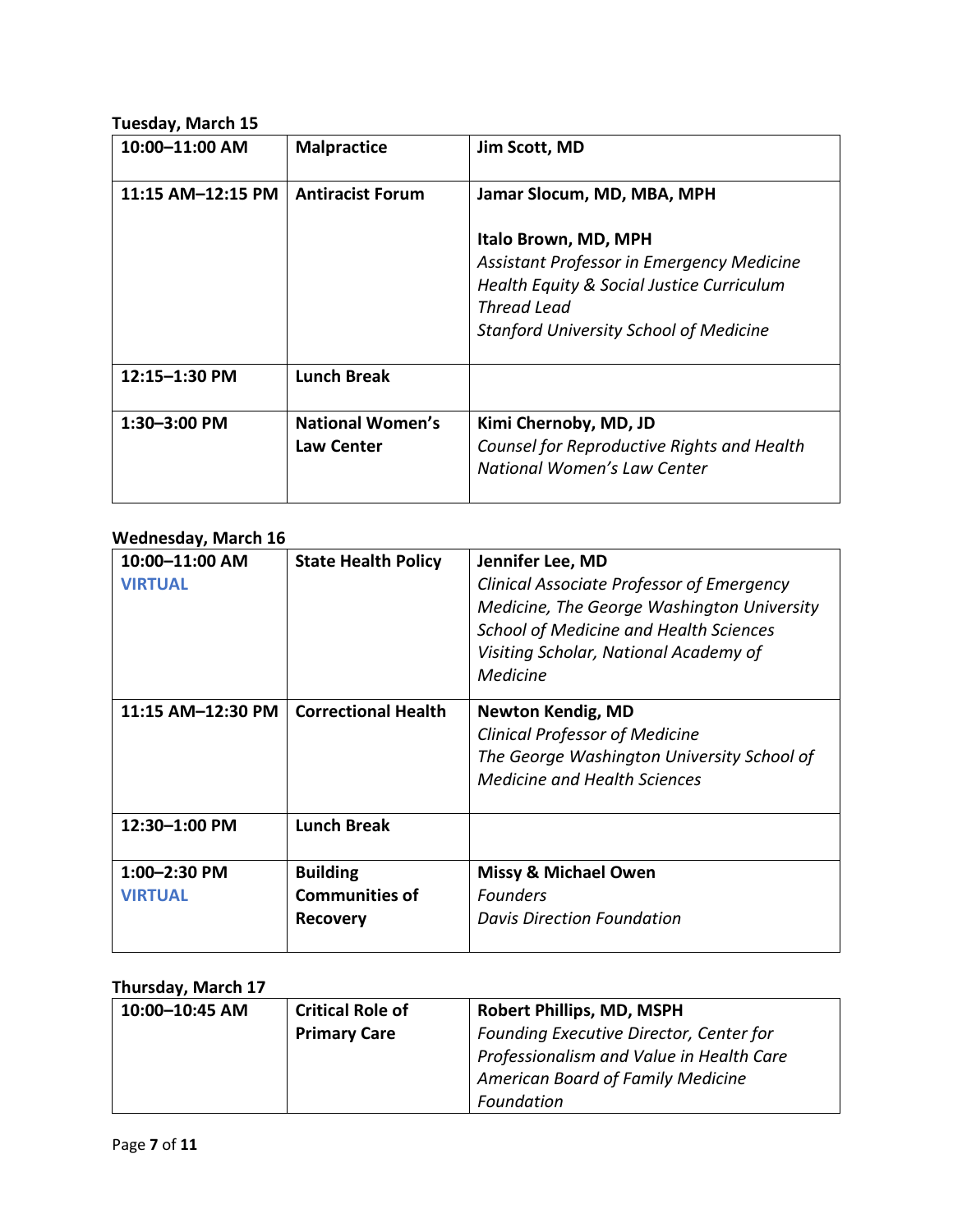**Tuesday, March 15**

| | | |
|---|---|---|
| **10:00–11:00 AM** | **Malpractice** | **Jim Scott, MD** |
| **11:15 AM–12:15 PM** | **Antiracist Forum** | **Jamar Slocum, MD, MBA, MPH**<br><br>**Italo Brown, MD, MPH**<br>*Assistant Professor in Emergency Medicine*<br>*Health Equity & Social Justice Curriculum Thread Lead*<br>*Stanford University School of Medicine* |
| **12:15–1:30 PM** | **Lunch Break** | |
| **1:30–3:00 PM** | **National Women's Law Center** | **Kimi Chernoby, MD, JD**<br>*Counsel for Reproductive Rights and Health*<br>*National Women's Law Center* |

**Wednesday, March 16**

| | | |
|---|---|---|
| **10:00–11:00 AM**<br>**VIRTUAL** | **State Health Policy** | **Jennifer Lee, MD**<br>*Clinical Associate Professor of Emergency Medicine, The George Washington University School of Medicine and Health Sciences*<br>*Visiting Scholar, National Academy of Medicine* |
| **11:15 AM–12:30 PM** | **Correctional Health** | **Newton Kendig, MD**<br>*Clinical Professor of Medicine*<br>*The George Washington University School of Medicine and Health Sciences* |
| **12:30–1:00 PM** | **Lunch Break** | |
| **1:00–2:30 PM**<br>**VIRTUAL** | **Building Communities of Recovery** | **Missy & Michael Owen**<br>*Founders*<br>*Davis Direction Foundation* |

**Thursday, March 17**

| | | |
|---|---|---|
| **10:00–10:45 AM** | **Critical Role of Primary Care** | **Robert Phillips, MD, MSPH**<br>*Founding Executive Director, Center for Professionalism and Value in Health Care*<br>*American Board of Family Medicine Foundation* |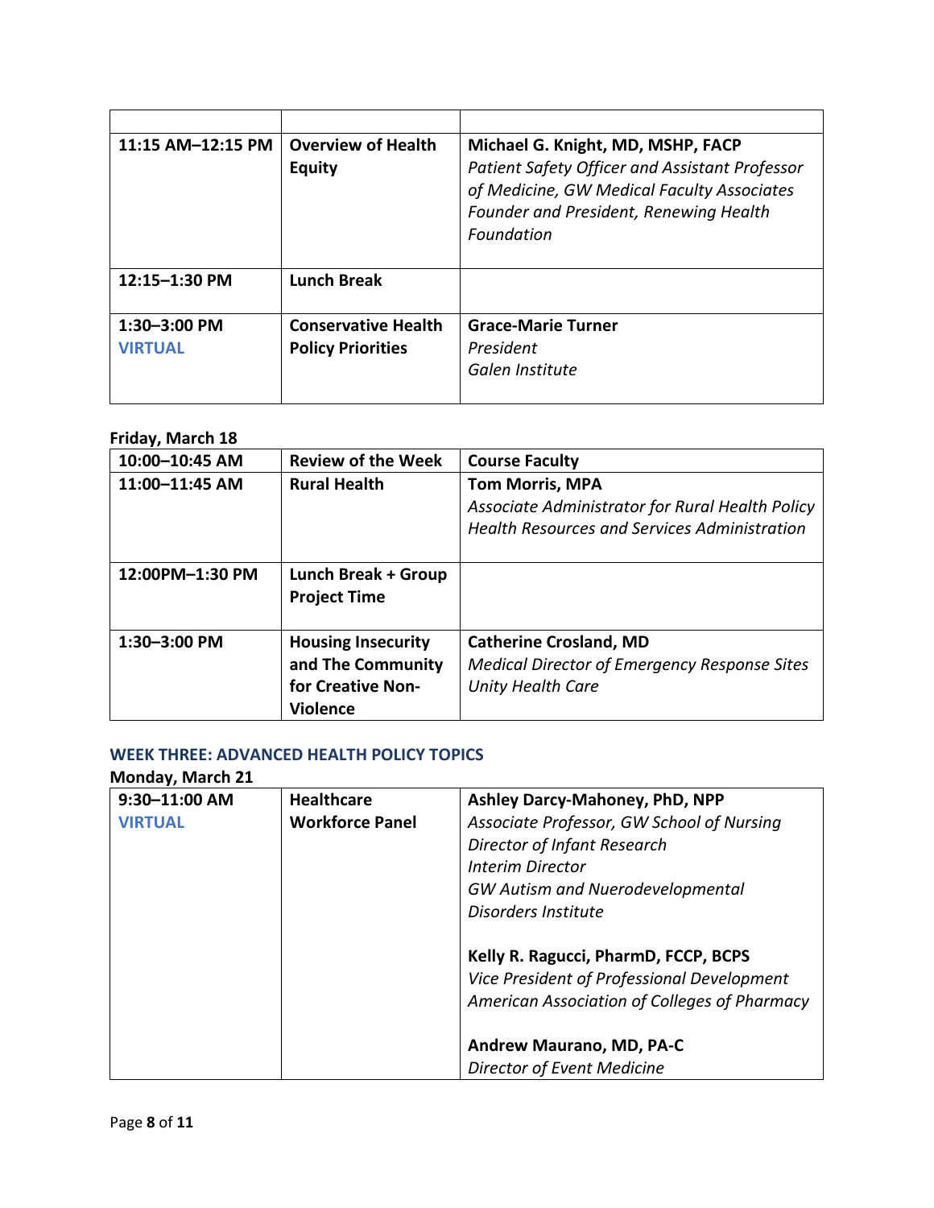| | | |
|---|---|---|
| **11:15 AM–12:15 PM** | **Overview of Health Equity** | **Michael G. Knight, MD, MSHP, FACP**<br>*Patient Safety Officer and Assistant Professor of Medicine, GW Medical Faculty Associates*<br>*Founder and President, Renewing Health Foundation* |
| **12:15–1:30 PM** | **Lunch Break** | |
| **1:30–3:00 PM**<br>**VIRTUAL** | **Conservative Health Policy Priorities** | **Grace-Marie Turner**<br>*President*<br>*Galen Institute* |

**Friday, March 18**

| | | |
|---|---|---|
| **10:00–10:45 AM** | **Review of the Week** | **Course Faculty** |
| **11:00–11:45 AM** | **Rural Health** | **Tom Morris, MPA**<br>*Associate Administrator for Rural Health Policy*<br>*Health Resources and Services Administration* |
| **12:00PM–1:30 PM** | **Lunch Break + Group Project Time** | |
| **1:30–3:00 PM** | **Housing Insecurity and The Community for Creative Non-Violence** | **Catherine Crosland, MD**<br>*Medical Director of Emergency Response Sites*<br>*Unity Health Care* |

## WEEK THREE: ADVANCED HEALTH POLICY TOPICS

**Monday, March 21**

| | | |
|---|---|---|
| **9:30–11:00 AM**<br>**VIRTUAL** | **Healthcare Workforce Panel** | **Ashley Darcy-Mahoney, PhD, NPP**<br>*Associate Professor, GW School of Nursing*<br>*Director of Infant Research*<br>*Interim Director*<br>*GW Autism and Nuerodevelopmental Disorders Institute*<br><br>**Kelly R. Ragucci, PharmD, FCCP, BCPS**<br>*Vice President of Professional Development*<br>*American Association of Colleges of Pharmacy*<br><br>**Andrew Maurano, MD, PA-C**<br>*Director of Event Medicine* |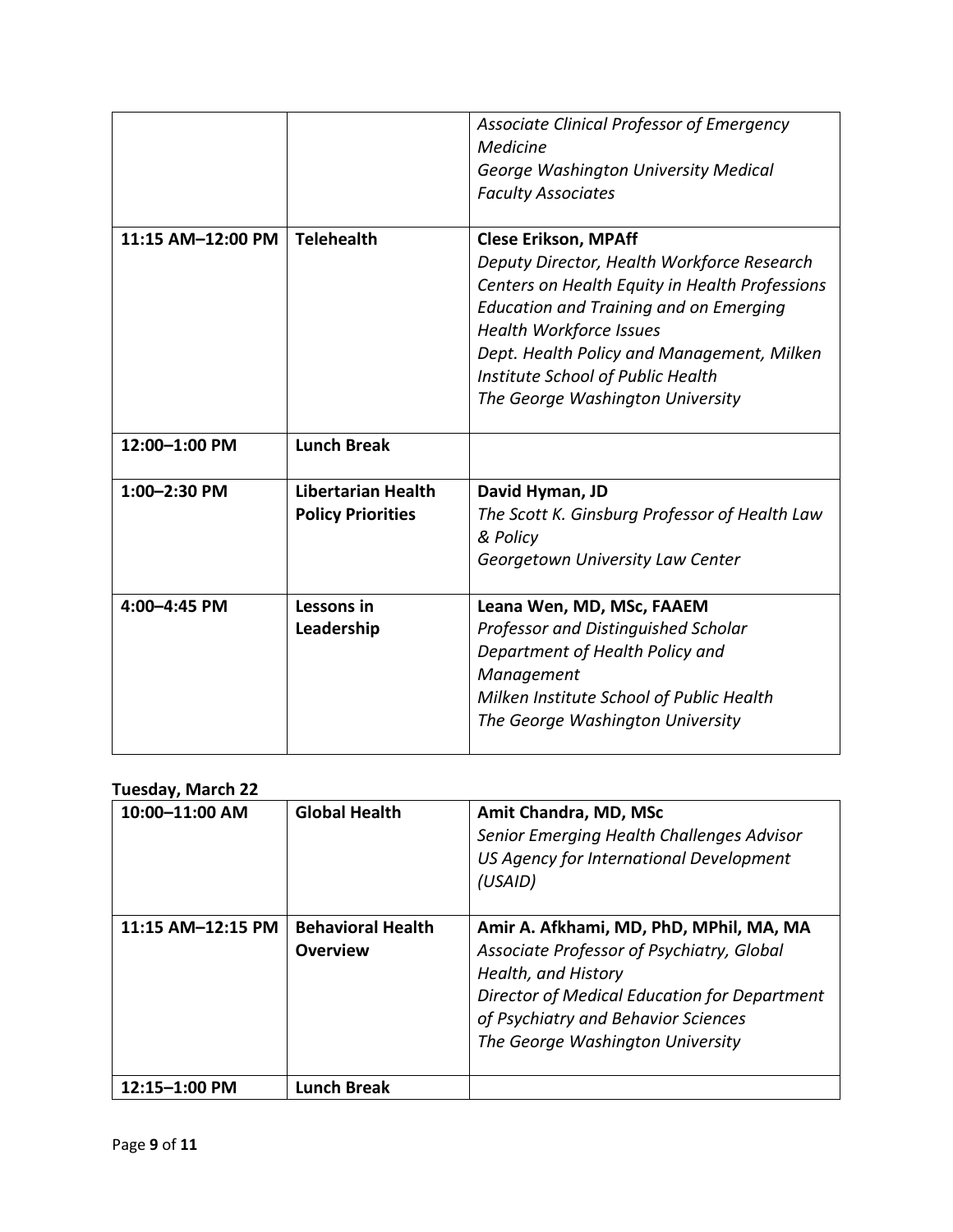| | | |
|---|---|---|
| | | *Associate Clinical Professor of Emergency Medicine*<br>*George Washington University Medical Faculty Associates* |
| **11:15 AM–12:00 PM** | **Telehealth** | **Clese Erikson, MPAff**<br>*Deputy Director, Health Workforce Research Centers on Health Equity in Health Professions Education and Training and on Emerging Health Workforce Issues*<br>*Dept. Health Policy and Management, Milken Institute School of Public Health*<br>*The George Washington University* |
| **12:00–1:00 PM** | **Lunch Break** | |
| **1:00–2:30 PM** | **Libertarian Health Policy Priorities** | **David Hyman, JD**<br>*The Scott K. Ginsburg Professor of Health Law & Policy*<br>*Georgetown University Law Center* |
| **4:00–4:45 PM** | **Lessons in Leadership** | **Leana Wen, MD, MSc, FAAEM**<br>*Professor and Distinguished Scholar*<br>*Department of Health Policy and Management*<br>*Milken Institute School of Public Health*<br>*The George Washington University* |

**Tuesday, March 22**

| | | |
|---|---|---|
| **10:00–11:00 AM** | **Global Health** | **Amit Chandra, MD, MSc**<br>*Senior Emerging Health Challenges Advisor*<br>*US Agency for International Development (USAID)* |
| **11:15 AM–12:15 PM** | **Behavioral Health Overview** | **Amir A. Afkhami, MD, PhD, MPhil, MA, MA**<br>*Associate Professor of Psychiatry, Global Health, and History*<br>*Director of Medical Education for Department of Psychiatry and Behavior Sciences*<br>*The George Washington University* |
| **12:15–1:00 PM** | **Lunch Break** | |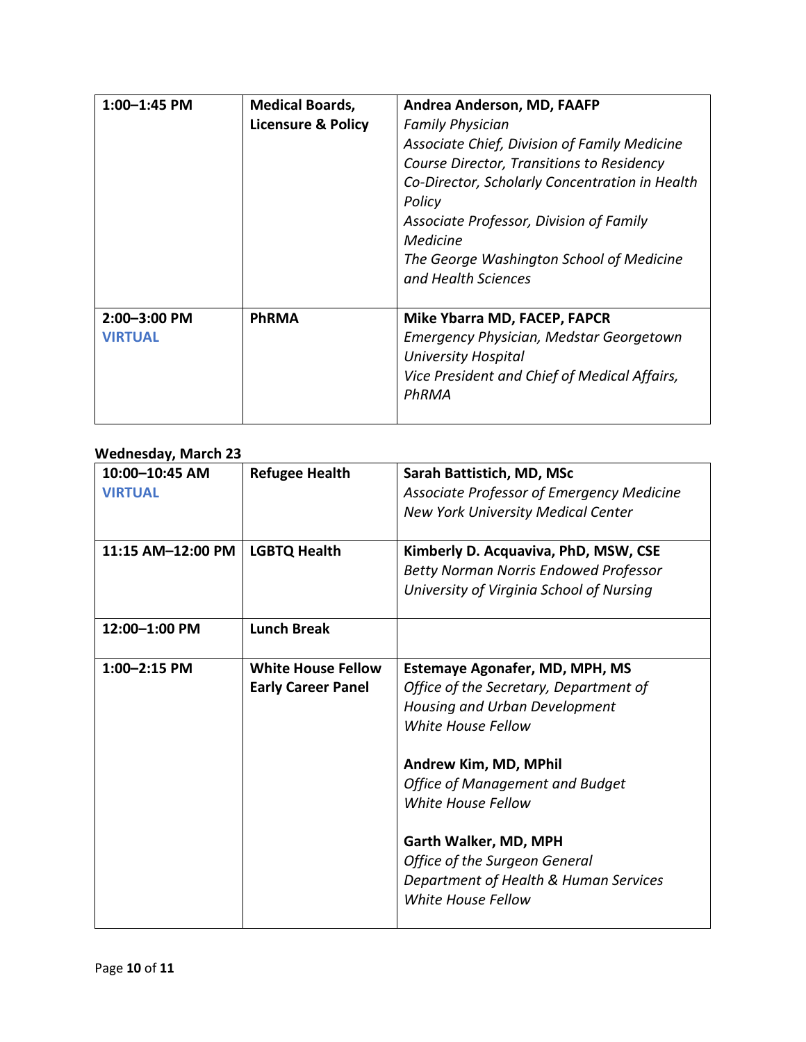| | | |
|---|---|---|
| **1:00–1:45 PM** | **Medical Boards, Licensure & Policy** | **Andrea Anderson, MD, FAAFP**<br>*Family Physician*<br>*Associate Chief, Division of Family Medicine*<br>*Course Director, Transitions to Residency*<br>*Co-Director, Scholarly Concentration in Health Policy*<br>*Associate Professor, Division of Family Medicine*<br>*The George Washington School of Medicine and Health Sciences* |
| **2:00–3:00 PM**<br>**VIRTUAL** | **PhRMA** | **Mike Ybarra MD, FACEP, FAPCR**<br>*Emergency Physician, Medstar Georgetown University Hospital*<br>*Vice President and Chief of Medical Affairs, PhRMA* |

**Wednesday, March 23**

| | | |
|---|---|---|
| **10:00–10:45 AM**<br>**VIRTUAL** | **Refugee Health** | **Sarah Battistich, MD, MSc**<br>*Associate Professor of Emergency Medicine*<br>*New York University Medical Center* |
| **11:15 AM–12:00 PM** | **LGBTQ Health** | **Kimberly D. Acquaviva, PhD, MSW, CSE**<br>*Betty Norman Norris Endowed Professor*<br>*University of Virginia School of Nursing* |
| **12:00–1:00 PM** | **Lunch Break** | |
| **1:00–2:15 PM** | **White House Fellow Early Career Panel** | **Estemaye Agonafer, MD, MPH, MS**<br>*Office of the Secretary, Department of Housing and Urban Development*<br>*White House Fellow*<br><br>**Andrew Kim, MD, MPhil**<br>*Office of Management and Budget*<br>*White House Fellow*<br><br>**Garth Walker, MD, MPH**<br>*Office of the Surgeon General*<br>*Department of Health & Human Services*<br>*White House Fellow* |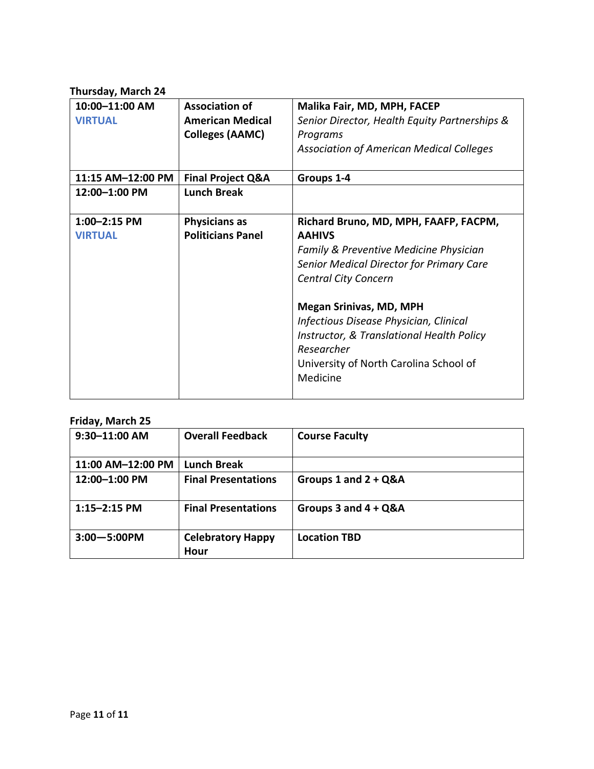**Thursday, March 24**

| | | |
|---|---|---|
| **10:00–11:00 AM** **VIRTUAL** | **Association of American Medical Colleges (AAMC)** | **Malika Fair, MD, MPH, FACEP** *Senior Director, Health Equity Partnerships & Programs* *Association of American Medical Colleges* |
| **11:15 AM–12:00 PM** | **Final Project Q&A** | **Groups 1-4** |
| **12:00–1:00 PM** | **Lunch Break** | |
| **1:00–2:15 PM** **VIRTUAL** | **Physicians as Politicians Panel** | **Richard Bruno, MD, MPH, FAAFP, FACPM, AAHIVS** *Family & Preventive Medicine Physician* *Senior Medical Director for Primary Care* *Central City Concern* <br><br> **Megan Srinivas, MD, MPH** *Infectious Disease Physician, Clinical Instructor, & Translational Health Policy Researcher* University of North Carolina School of Medicine |

**Friday, March 25**

| | | |
|---|---|---|
| **9:30–11:00 AM** | **Overall Feedback** | **Course Faculty** |
| **11:00 AM–12:00 PM** | **Lunch Break** | |
| **12:00–1:00 PM** | **Final Presentations** | **Groups 1 and 2 + Q&A** |
| **1:15–2:15 PM** | **Final Presentations** | **Groups 3 and 4 + Q&A** |
| **3:00—5:00PM** | **Celebratory Happy Hour** | **Location TBD** |